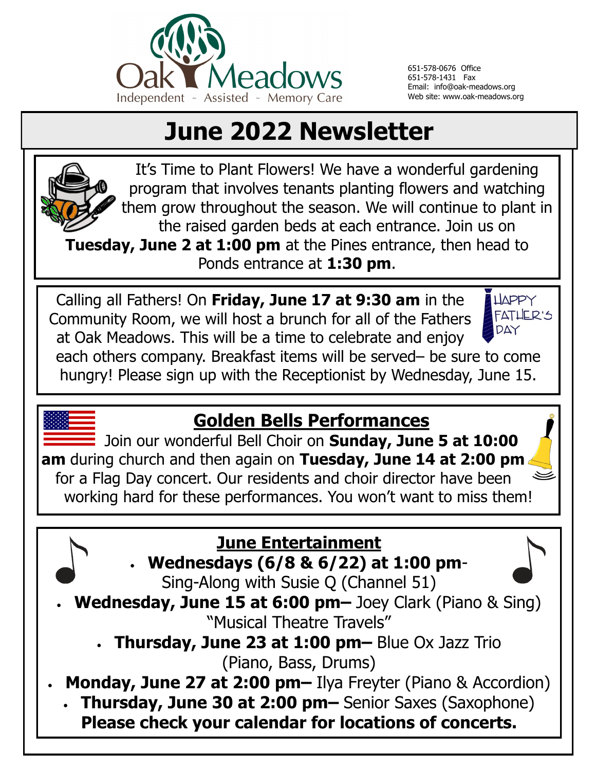Oak Meadows
Independent ~ Assisted ~ Memory Care

651-578-0676 Office
651-578-1431 Fax
Email: info@oak-meadows.org
Web site: www.oak-meadows.org

# June 2022 Newsletter

It's Time to Plant Flowers! We have a wonderful gardening program that involves tenants planting flowers and watching them grow throughout the season. We will continue to plant in the raised garden beds at each entrance. Join us on **Tuesday, June 2 at 1:00 pm** at the Pines entrance, then head to Ponds entrance at **1:30 pm**.

Calling all Fathers! On **Friday, June 17 at 9:30 am** in the Community Room, we will host a brunch for all of the Fathers at Oak Meadows. This will be a time to celebrate and enjoy each others company. Breakfast items will be served– be sure to come hungry! Please sign up with the Receptionist by Wednesday, June 15.

HAPPY FATHER'S DAY

## Golden Bells Performances

Join our wonderful Bell Choir on **Sunday, June 5 at 10:00 am** during church and then again on **Tuesday, June 14 at 2:00 pm** for a Flag Day concert. Our residents and choir director have been working hard for these performances. You won't want to miss them!

## June Entertainment

- **Wednesdays (6/8 & 6/22) at 1:00 pm**- Sing-Along with Susie Q (Channel 51)
- **Wednesday, June 15 at 6:00 pm–** Joey Clark (Piano & Sing) "Musical Theatre Travels"
- **Thursday, June 23 at 1:00 pm–** Blue Ox Jazz Trio (Piano, Bass, Drums)
- **Monday, June 27 at 2:00 pm–** Ilya Freyter (Piano & Accordion)
- **Thursday, June 30 at 2:00 pm–** Senior Saxes (Saxophone)

**Please check your calendar for locations of concerts.**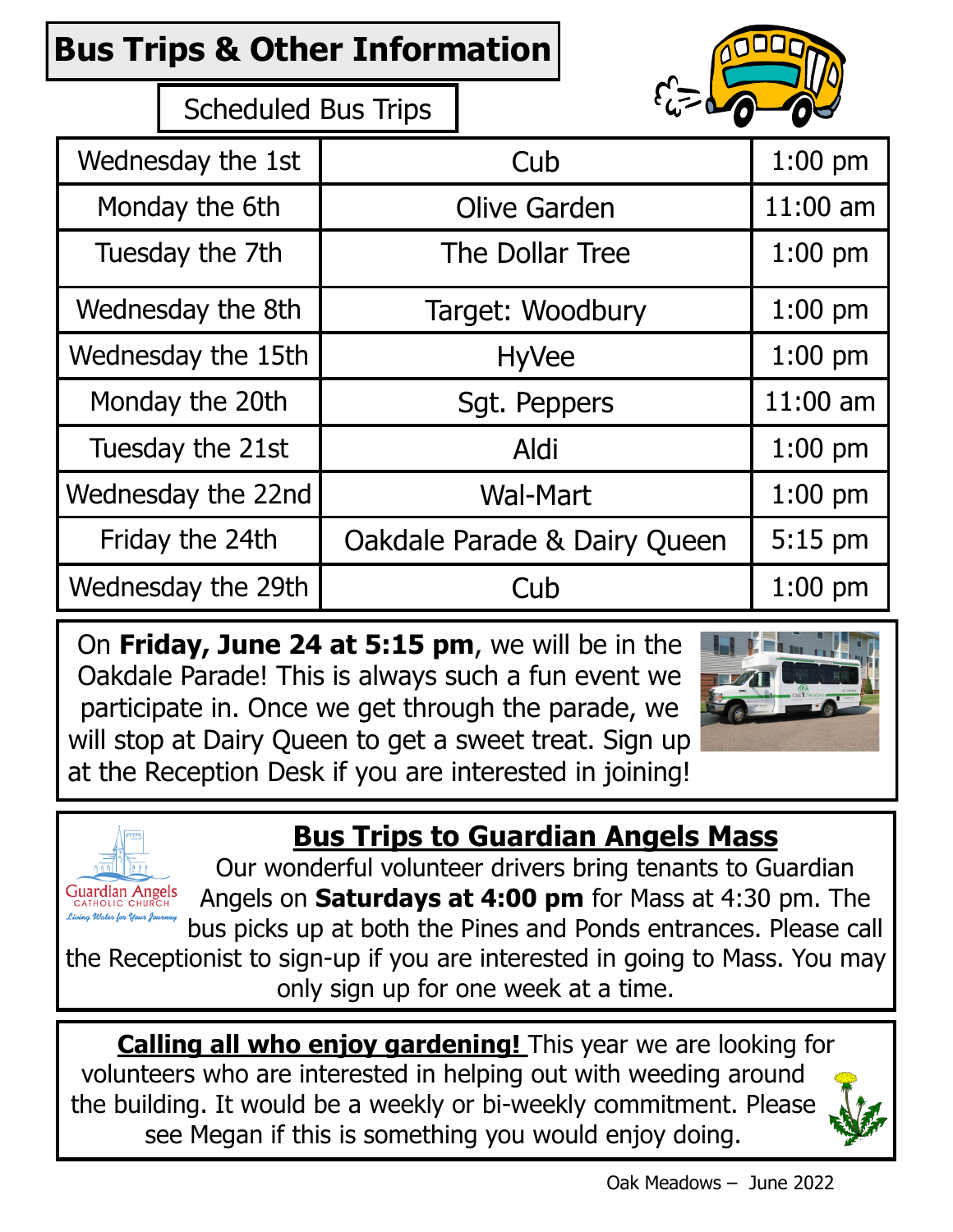# Bus Trips & Other Information

## Scheduled Bus Trips

| | | |
|---|---|---|
| Wednesday the 1st | Cub | 1:00 pm |
| Monday the 6th | Olive Garden | 11:00 am |
| Tuesday the 7th | The Dollar Tree | 1:00 pm |
| Wednesday the 8th | Target: Woodbury | 1:00 pm |
| Wednesday the 15th | HyVee | 1:00 pm |
| Monday the 20th | Sgt. Peppers | 11:00 am |
| Tuesday the 21st | Aldi | 1:00 pm |
| Wednesday the 22nd | Wal-Mart | 1:00 pm |
| Friday the 24th | Oakdale Parade & Dairy Queen | 5:15 pm |
| Wednesday the 29th | Cub | 1:00 pm |

On **Friday, June 24 at 5:15 pm**, we will be in the Oakdale Parade! This is always such a fun event we participate in. Once we get through the parade, we will stop at Dairy Queen to get a sweet treat. Sign up at the Reception Desk if you are interested in joining!

**Bus Trips to Guardian Angels Mass**

Guardian Angels CATHOLIC CHURCH *Living Water for Your Journey*

Our wonderful volunteer drivers bring tenants to Guardian Angels on **Saturdays at 4:00 pm** for Mass at 4:30 pm. The bus picks up at both the Pines and Ponds entrances. Please call the Receptionist to sign-up if you are interested in going to Mass. You may only sign up for one week at a time.

**Calling all who enjoy gardening!** This year we are looking for volunteers who are interested in helping out with weeding around the building. It would be a weekly or bi-weekly commitment. Please see Megan if this is something you would enjoy doing.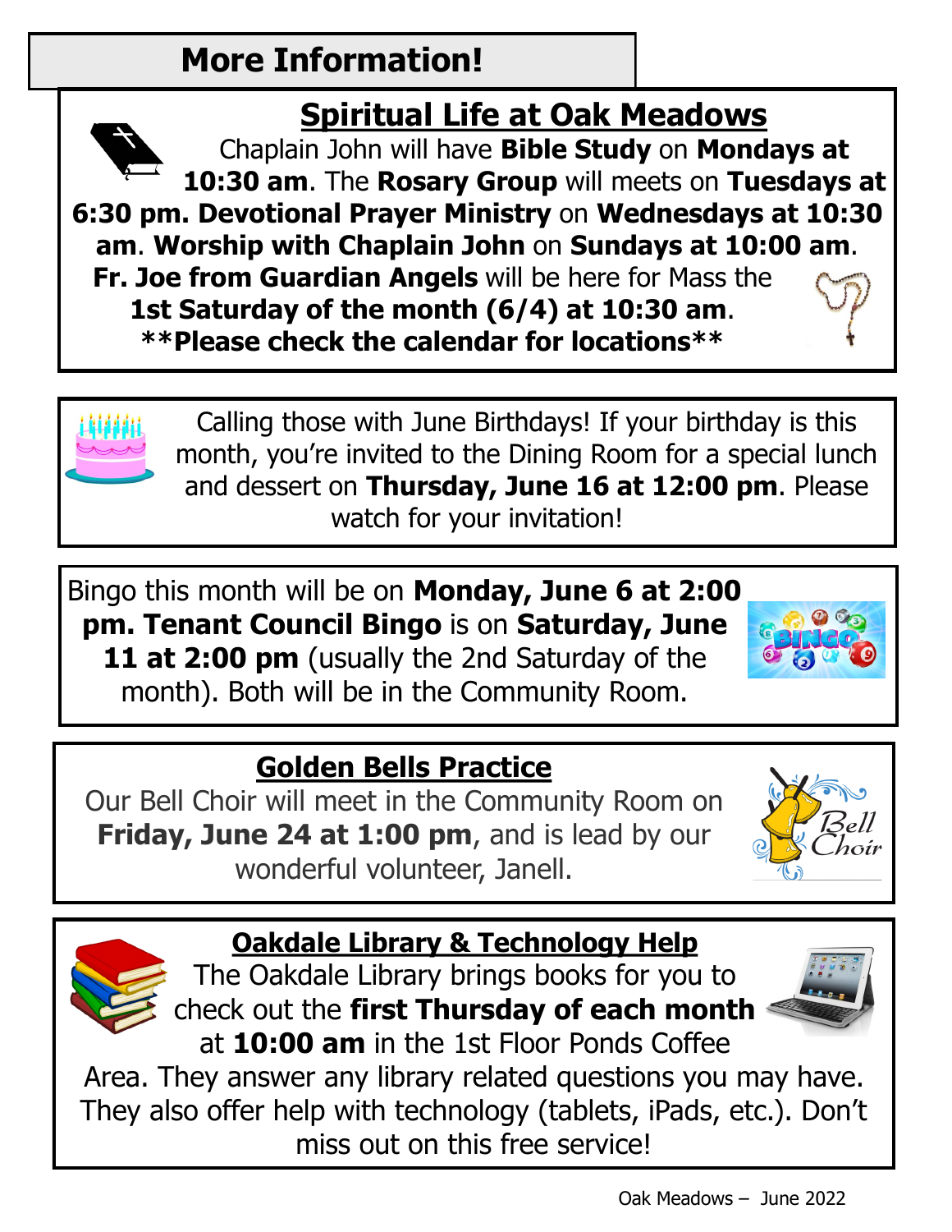# More Information!

## Spiritual Life at Oak Meadows

Chaplain John will have **Bible Study** on **Mondays at 10:30 am**. The **Rosary Group** will meets on **Tuesdays at 6:30 pm. Devotional Prayer Ministry** on **Wednesdays at 10:30 am**. **Worship with Chaplain John** on **Sundays at 10:00 am**. **Fr. Joe from Guardian Angels** will be here for Mass the **1st Saturday of the month (6/4) at 10:30 am**.

**\*\*Please check the calendar for locations\*\***

Calling those with June Birthdays! If your birthday is this month, you're invited to the Dining Room for a special lunch and dessert on **Thursday, June 16 at 12:00 pm**. Please watch for your invitation!

Bingo this month will be on **Monday, June 6 at 2:00 pm. Tenant Council Bingo** is on **Saturday, June 11 at 2:00 pm** (usually the 2nd Saturday of the month). Both will be in the Community Room.

## Golden Bells Practice

Our Bell Choir will meet in the Community Room on **Friday, June 24 at 1:00 pm**, and is lead by our wonderful volunteer, Janell.

## Oakdale Library & Technology Help

The Oakdale Library brings books for you to check out the **first Thursday of each month** at **10:00 am** in the 1st Floor Ponds Coffee Area. They answer any library related questions you may have. They also offer help with technology (tablets, iPads, etc.). Don't miss out on this free service!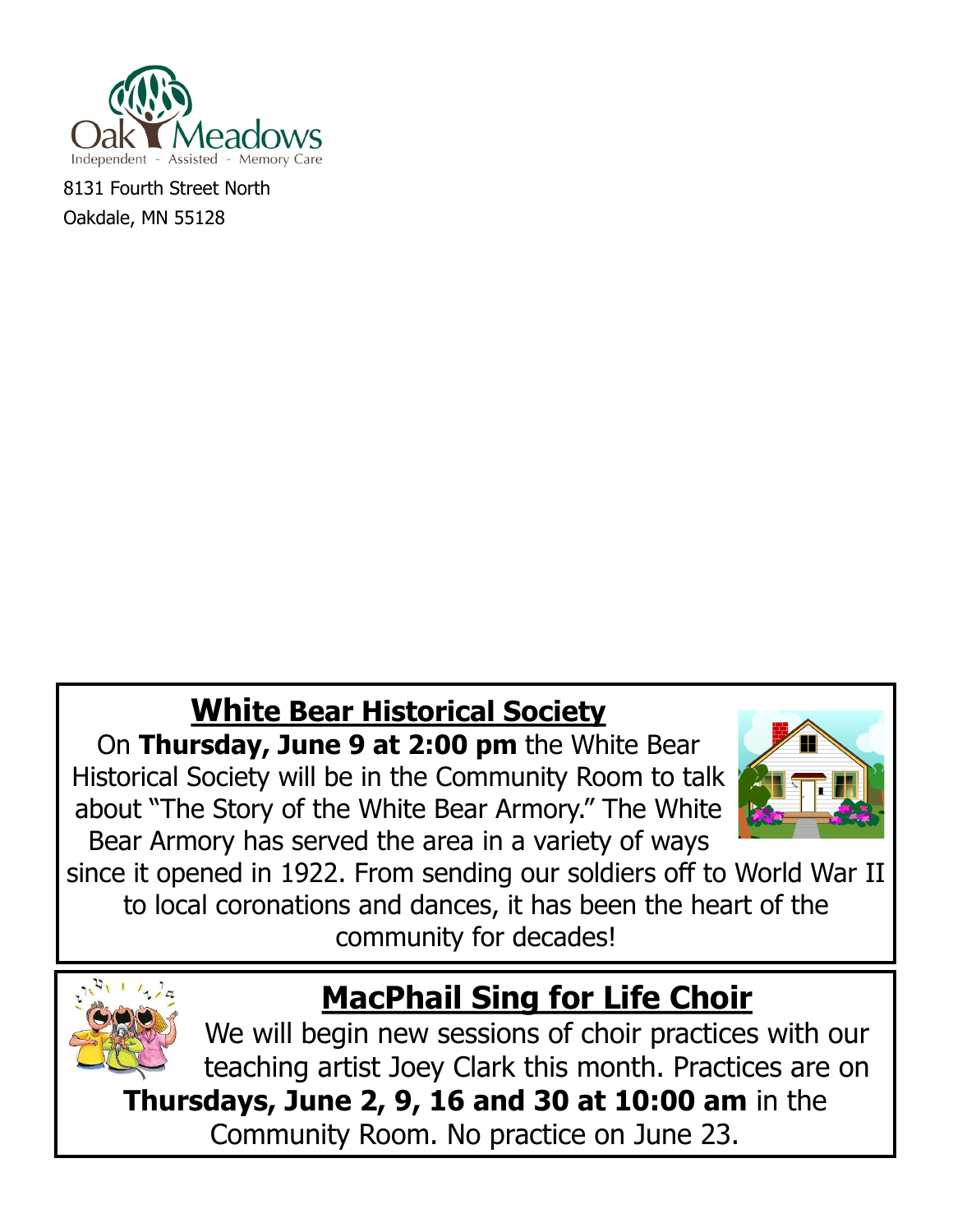Oak Meadows

Independent - Assisted - Memory Care

8131 Fourth Street North
Oakdale, MN 55128

## White Bear Historical Society

On **Thursday, June 9 at 2:00 pm** the White Bear Historical Society will be in the Community Room to talk about "The Story of the White Bear Armory." The White Bear Armory has served the area in a variety of ways since it opened in 1922. From sending our soldiers off to World War II to local coronations and dances, it has been the heart of the community for decades!

## MacPhail Sing for Life Choir

We will begin new sessions of choir practices with our teaching artist Joey Clark this month. Practices are on **Thursdays, June 2, 9, 16 and 30 at 10:00 am** in the Community Room. No practice on June 23.